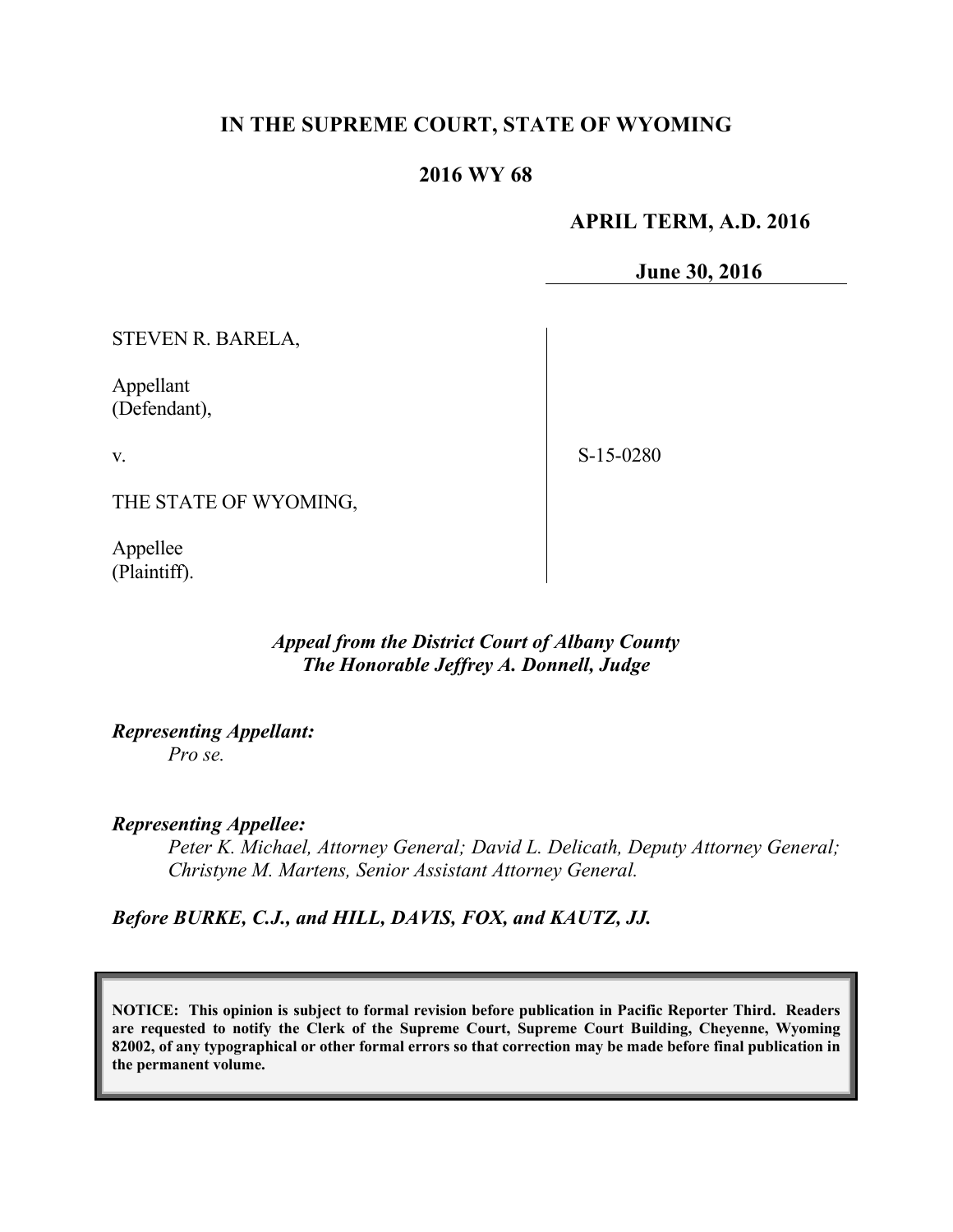**IN THE SUPREME COURT, STATE OF WYOMING**

**2016 WY 68**

**APRIL TERM, A.D. 2016**

**June 30, 2016**

STEVEN R. BARELA,

Appellant
(Defendant),

v.

THE STATE OF WYOMING,

Appellee
(Plaintiff).

S-15-0280

*Appeal from the District Court of Albany County*
*The Honorable Jeffrey A. Donnell, Judge*

***Representing Appellant:***
*Pro se.*

***Representing Appellee:***
*Peter K. Michael, Attorney General; David L. Delicath, Deputy Attorney General; Christyne M. Martens, Senior Assistant Attorney General.*

***Before BURKE, C.J., and HILL, DAVIS, FOX, and KAUTZ, JJ.***

**NOTICE: This opinion is subject to formal revision before publication in Pacific Reporter Third. Readers are requested to notify the Clerk of the Supreme Court, Supreme Court Building, Cheyenne, Wyoming 82002, of any typographical or other formal errors so that correction may be made before final publication in the permanent volume.**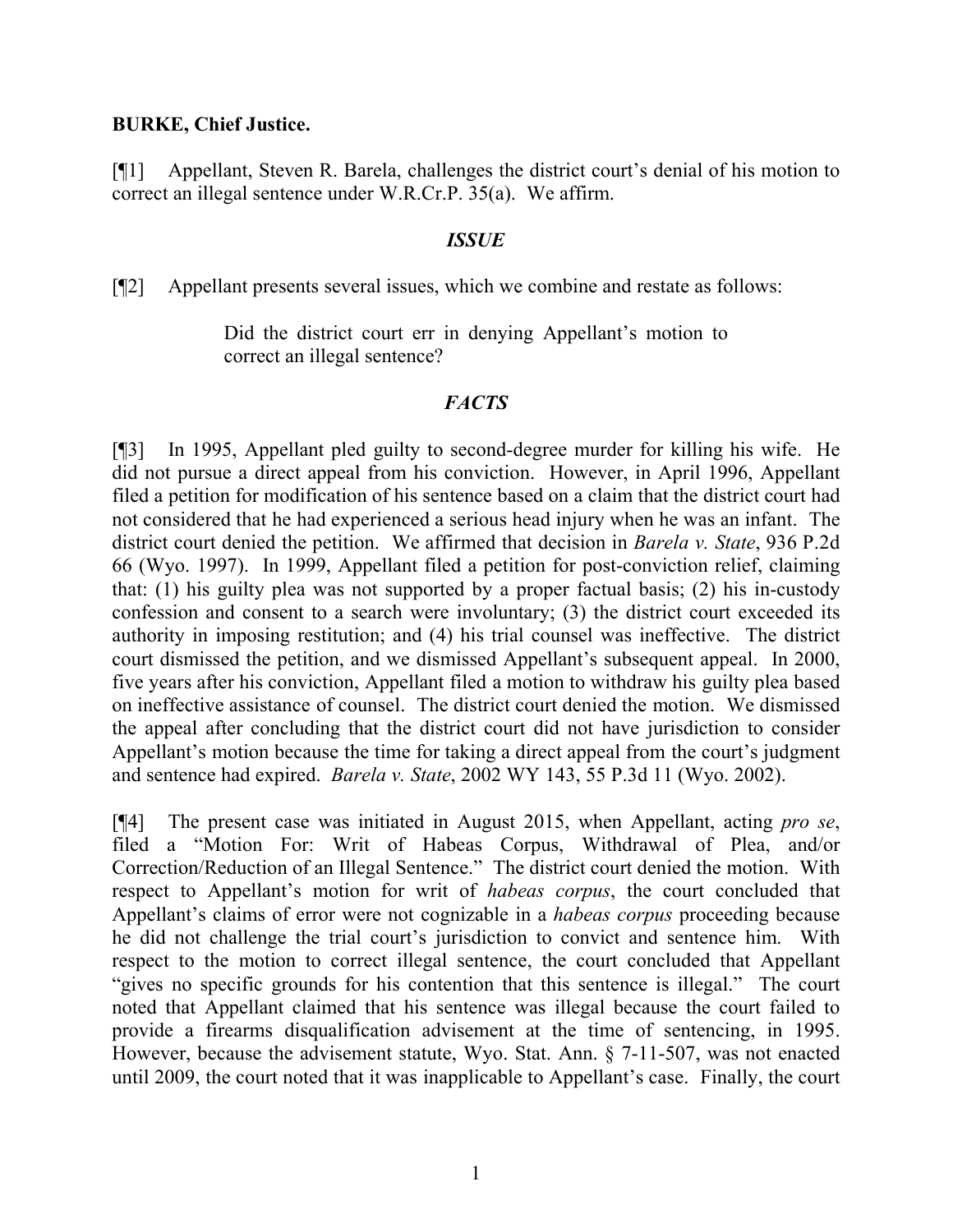**BURKE, Chief Justice.**

[¶1] Appellant, Steven R. Barela, challenges the district court's denial of his motion to correct an illegal sentence under W.R.Cr.P. 35(a). We affirm.

### *ISSUE*

[¶2] Appellant presents several issues, which we combine and restate as follows:

> Did the district court err in denying Appellant's motion to correct an illegal sentence?

### *FACTS*

[¶3] In 1995, Appellant pled guilty to second-degree murder for killing his wife. He did not pursue a direct appeal from his conviction. However, in April 1996, Appellant filed a petition for modification of his sentence based on a claim that the district court had not considered that he had experienced a serious head injury when he was an infant. The district court denied the petition. We affirmed that decision in *Barela v. State*, 936 P.2d 66 (Wyo. 1997). In 1999, Appellant filed a petition for post-conviction relief, claiming that: (1) his guilty plea was not supported by a proper factual basis; (2) his in-custody confession and consent to a search were involuntary; (3) the district court exceeded its authority in imposing restitution; and (4) his trial counsel was ineffective. The district court dismissed the petition, and we dismissed Appellant's subsequent appeal. In 2000, five years after his conviction, Appellant filed a motion to withdraw his guilty plea based on ineffective assistance of counsel. The district court denied the motion. We dismissed the appeal after concluding that the district court did not have jurisdiction to consider Appellant's motion because the time for taking a direct appeal from the court's judgment and sentence had expired. *Barela v. State*, 2002 WY 143, 55 P.3d 11 (Wyo. 2002).

[¶4] The present case was initiated in August 2015, when Appellant, acting *pro se*, filed a "Motion For: Writ of Habeas Corpus, Withdrawal of Plea, and/or Correction/Reduction of an Illegal Sentence." The district court denied the motion. With respect to Appellant's motion for writ of *habeas corpus*, the court concluded that Appellant's claims of error were not cognizable in a *habeas corpus* proceeding because he did not challenge the trial court's jurisdiction to convict and sentence him. With respect to the motion to correct illegal sentence, the court concluded that Appellant "gives no specific grounds for his contention that this sentence is illegal." The court noted that Appellant claimed that his sentence was illegal because the court failed to provide a firearms disqualification advisement at the time of sentencing, in 1995. However, because the advisement statute, Wyo. Stat. Ann. § 7-11-507, was not enacted until 2009, the court noted that it was inapplicable to Appellant's case. Finally, the court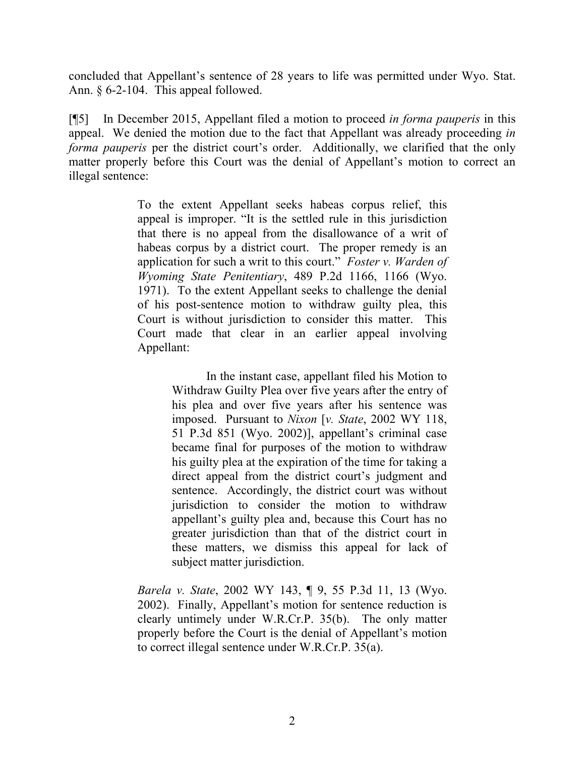concluded that Appellant's sentence of 28 years to life was permitted under Wyo. Stat. Ann. § 6-2-104. This appeal followed.

[¶5] In December 2015, Appellant filed a motion to proceed *in forma pauperis* in this appeal. We denied the motion due to the fact that Appellant was already proceeding *in forma pauperis* per the district court's order. Additionally, we clarified that the only matter properly before this Court was the denial of Appellant's motion to correct an illegal sentence:

> To the extent Appellant seeks habeas corpus relief, this appeal is improper. "It is the settled rule in this jurisdiction that there is no appeal from the disallowance of a writ of habeas corpus by a district court. The proper remedy is an application for such a writ to this court." *Foster v. Warden of Wyoming State Penitentiary*, 489 P.2d 1166, 1166 (Wyo. 1971). To the extent Appellant seeks to challenge the denial of his post-sentence motion to withdraw guilty plea, this Court is without jurisdiction to consider this matter. This Court made that clear in an earlier appeal involving Appellant:
>
> > In the instant case, appellant filed his Motion to Withdraw Guilty Plea over five years after the entry of his plea and over five years after his sentence was imposed. Pursuant to *Nixon* [*v. State*, 2002 WY 118, 51 P.3d 851 (Wyo. 2002)], appellant's criminal case became final for purposes of the motion to withdraw his guilty plea at the expiration of the time for taking a direct appeal from the district court's judgment and sentence. Accordingly, the district court was without jurisdiction to consider the motion to withdraw appellant's guilty plea and, because this Court has no greater jurisdiction than that of the district court in these matters, we dismiss this appeal for lack of subject matter jurisdiction.
>
> *Barela v. State*, 2002 WY 143, ¶ 9, 55 P.3d 11, 13 (Wyo. 2002). Finally, Appellant's motion for sentence reduction is clearly untimely under W.R.Cr.P. 35(b). The only matter properly before the Court is the denial of Appellant's motion to correct illegal sentence under W.R.Cr.P. 35(a).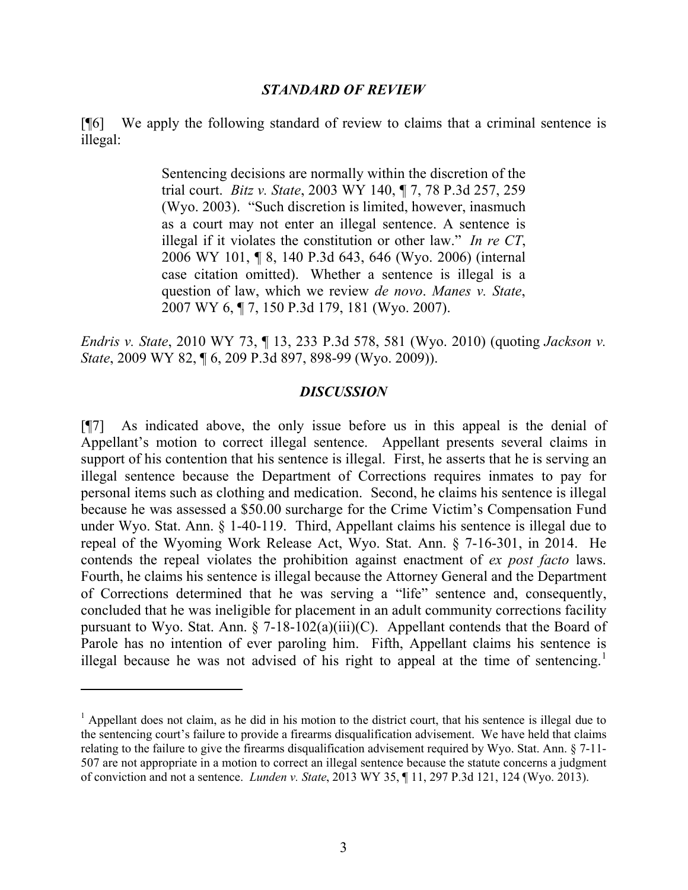### *STANDARD OF REVIEW*

[¶6] We apply the following standard of review to claims that a criminal sentence is illegal:

> Sentencing decisions are normally within the discretion of the trial court. *Bitz v. State*, 2003 WY 140, ¶ 7, 78 P.3d 257, 259 (Wyo. 2003). "Such discretion is limited, however, inasmuch as a court may not enter an illegal sentence. A sentence is illegal if it violates the constitution or other law." *In re CT*, 2006 WY 101, ¶ 8, 140 P.3d 643, 646 (Wyo. 2006) (internal case citation omitted). Whether a sentence is illegal is a question of law, which we review *de novo*. *Manes v. State*, 2007 WY 6, ¶ 7, 150 P.3d 179, 181 (Wyo. 2007).

*Endris v. State*, 2010 WY 73, ¶ 13, 233 P.3d 578, 581 (Wyo. 2010) (quoting *Jackson v. State*, 2009 WY 82, ¶ 6, 209 P.3d 897, 898-99 (Wyo. 2009)).

### *DISCUSSION*

[¶7] As indicated above, the only issue before us in this appeal is the denial of Appellant's motion to correct illegal sentence. Appellant presents several claims in support of his contention that his sentence is illegal. First, he asserts that he is serving an illegal sentence because the Department of Corrections requires inmates to pay for personal items such as clothing and medication. Second, he claims his sentence is illegal because he was assessed a $50.00 surcharge for the Crime Victim's Compensation Fund under Wyo. Stat. Ann. § 1-40-119. Third, Appellant claims his sentence is illegal due to repeal of the Wyoming Work Release Act, Wyo. Stat. Ann. § 7-16-301, in 2014. He contends the repeal violates the prohibition against enactment of *ex post facto* laws. Fourth, he claims his sentence is illegal because the Attorney General and the Department of Corrections determined that he was serving a "life" sentence and, consequently, concluded that he was ineligible for placement in an adult community corrections facility pursuant to Wyo. Stat. Ann. § 7-18-102(a)(iii)(C). Appellant contends that the Board of Parole has no intention of ever paroling him. Fifth, Appellant claims his sentence is illegal because he was not advised of his right to appeal at the time of sentencing.[1]

[1] Appellant does not claim, as he did in his motion to the district court, that his sentence is illegal due to the sentencing court's failure to provide a firearms disqualification advisement. We have held that claims relating to the failure to give the firearms disqualification advisement required by Wyo. Stat. Ann. § 7-11-507 are not appropriate in a motion to correct an illegal sentence because the statute concerns a judgment of conviction and not a sentence. *Lunden v. State*, 2013 WY 35, ¶ 11, 297 P.3d 121, 124 (Wyo. 2013).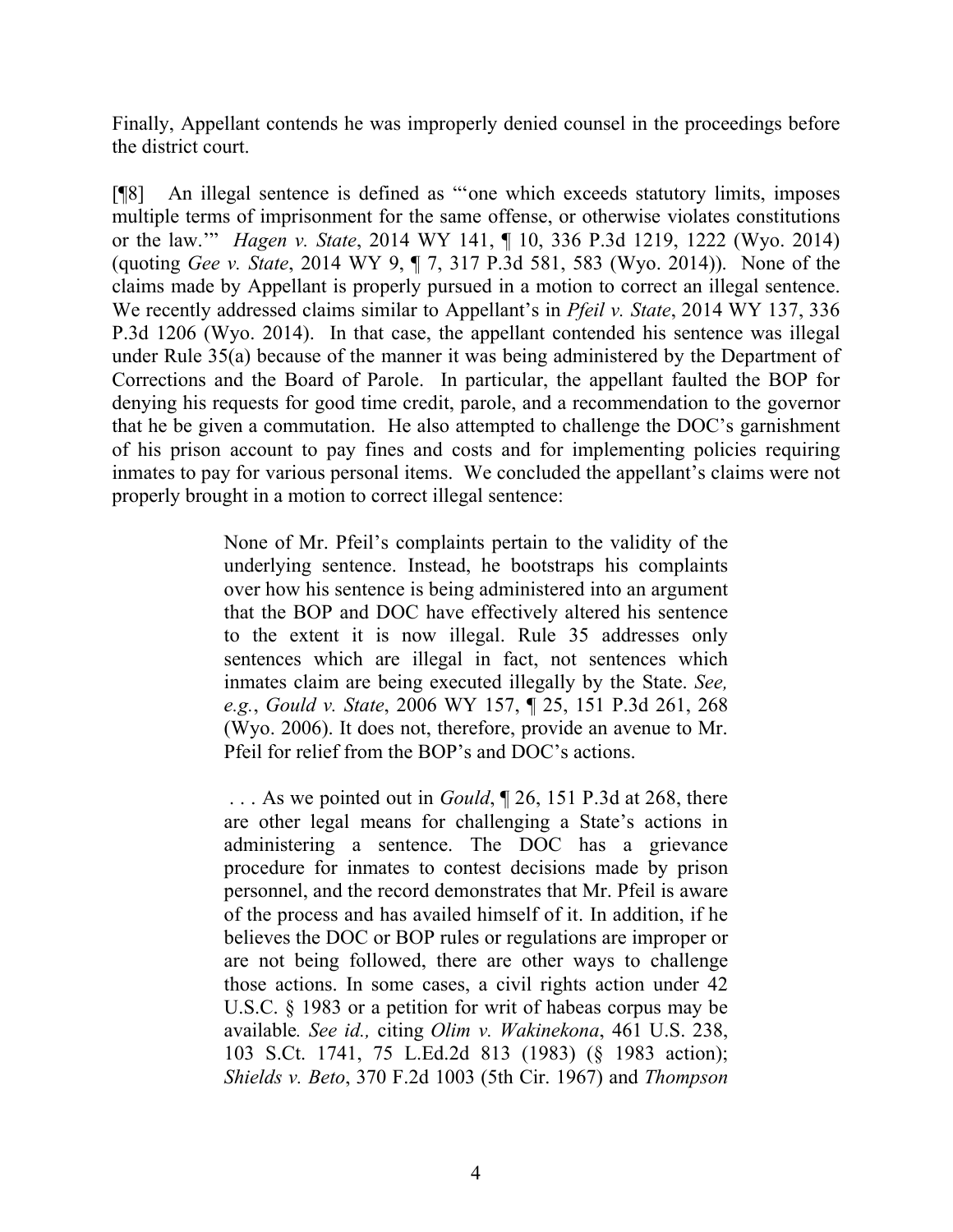Finally, Appellant contends he was improperly denied counsel in the proceedings before the district court.

[¶8] An illegal sentence is defined as "'one which exceeds statutory limits, imposes multiple terms of imprisonment for the same offense, or otherwise violates constitutions or the law.'" *Hagen v. State*, 2014 WY 141, ¶ 10, 336 P.3d 1219, 1222 (Wyo. 2014) (quoting *Gee v. State*, 2014 WY 9, ¶ 7, 317 P.3d 581, 583 (Wyo. 2014)). None of the claims made by Appellant is properly pursued in a motion to correct an illegal sentence. We recently addressed claims similar to Appellant's in *Pfeil v. State*, 2014 WY 137, 336 P.3d 1206 (Wyo. 2014). In that case, the appellant contended his sentence was illegal under Rule 35(a) because of the manner it was being administered by the Department of Corrections and the Board of Parole. In particular, the appellant faulted the BOP for denying his requests for good time credit, parole, and a recommendation to the governor that he be given a commutation. He also attempted to challenge the DOC's garnishment of his prison account to pay fines and costs and for implementing policies requiring inmates to pay for various personal items. We concluded the appellant's claims were not properly brought in a motion to correct illegal sentence:

> None of Mr. Pfeil's complaints pertain to the validity of the underlying sentence. Instead, he bootstraps his complaints over how his sentence is being administered into an argument that the BOP and DOC have effectively altered his sentence to the extent it is now illegal. Rule 35 addresses only sentences which are illegal in fact, not sentences which inmates claim are being executed illegally by the State. *See, e.g.*, *Gould v. State*, 2006 WY 157, ¶ 25, 151 P.3d 261, 268 (Wyo. 2006). It does not, therefore, provide an avenue to Mr. Pfeil for relief from the BOP's and DOC's actions.
>
> . . . As we pointed out in *Gould*, ¶ 26, 151 P.3d at 268, there are other legal means for challenging a State's actions in administering a sentence. The DOC has a grievance procedure for inmates to contest decisions made by prison personnel, and the record demonstrates that Mr. Pfeil is aware of the process and has availed himself of it. In addition, if he believes the DOC or BOP rules or regulations are improper or are not being followed, there are other ways to challenge those actions. In some cases, a civil rights action under 42 U.S.C. § 1983 or a petition for writ of habeas corpus may be available*. See id.,* citing *Olim v. Wakinekona*, 461 U.S. 238, 103 S.Ct. 1741, 75 L.Ed.2d 813 (1983) (§ 1983 action); *Shields v. Beto*, 370 F.2d 1003 (5th Cir. 1967) and *Thompson*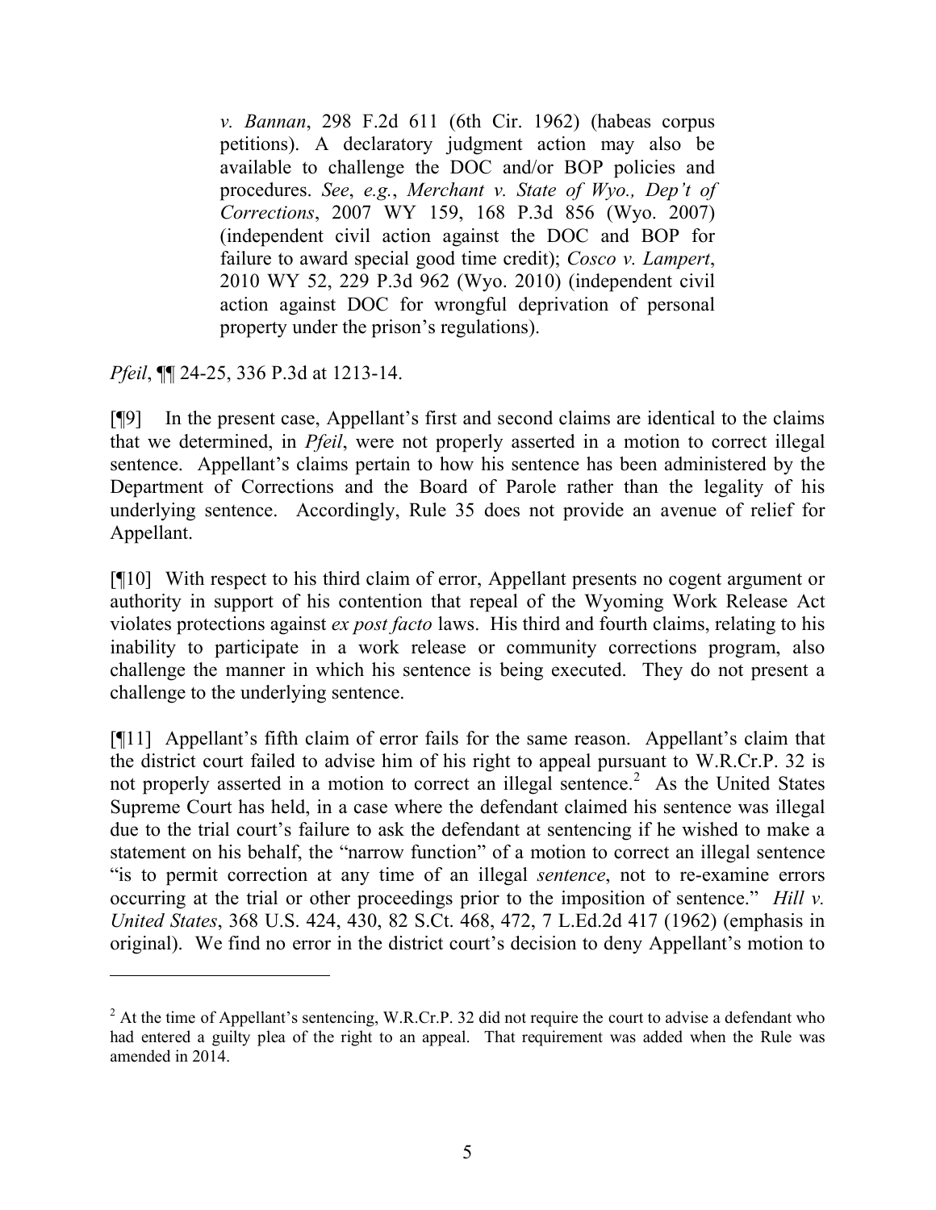> *v. Bannan*, 298 F.2d 611 (6th Cir. 1962) (habeas corpus petitions). A declaratory judgment action may also be available to challenge the DOC and/or BOP policies and procedures. *See*, *e.g.*, *Merchant v. State of Wyo., Dep't of Corrections*, 2007 WY 159, 168 P.3d 856 (Wyo. 2007) (independent civil action against the DOC and BOP for failure to award special good time credit); *Cosco v. Lampert*, 2010 WY 52, 229 P.3d 962 (Wyo. 2010) (independent civil action against DOC for wrongful deprivation of personal property under the prison's regulations).

*Pfeil*, ¶¶ 24-25, 336 P.3d at 1213-14.

[¶9] In the present case, Appellant's first and second claims are identical to the claims that we determined, in *Pfeil*, were not properly asserted in a motion to correct illegal sentence. Appellant's claims pertain to how his sentence has been administered by the Department of Corrections and the Board of Parole rather than the legality of his underlying sentence. Accordingly, Rule 35 does not provide an avenue of relief for Appellant.

[¶10] With respect to his third claim of error, Appellant presents no cogent argument or authority in support of his contention that repeal of the Wyoming Work Release Act violates protections against *ex post facto* laws. His third and fourth claims, relating to his inability to participate in a work release or community corrections program, also challenge the manner in which his sentence is being executed. They do not present a challenge to the underlying sentence.

[¶11] Appellant's fifth claim of error fails for the same reason. Appellant's claim that the district court failed to advise him of his right to appeal pursuant to W.R.Cr.P. 32 is not properly asserted in a motion to correct an illegal sentence.[2] As the United States Supreme Court has held, in a case where the defendant claimed his sentence was illegal due to the trial court's failure to ask the defendant at sentencing if he wished to make a statement on his behalf, the "narrow function" of a motion to correct an illegal sentence "is to permit correction at any time of an illegal *sentence*, not to re-examine errors occurring at the trial or other proceedings prior to the imposition of sentence." *Hill v. United States*, 368 U.S. 424, 430, 82 S.Ct. 468, 472, 7 L.Ed.2d 417 (1962) (emphasis in original). We find no error in the district court's decision to deny Appellant's motion to

---

[2] At the time of Appellant's sentencing, W.R.Cr.P. 32 did not require the court to advise a defendant who had entered a guilty plea of the right to an appeal. That requirement was added when the Rule was amended in 2014.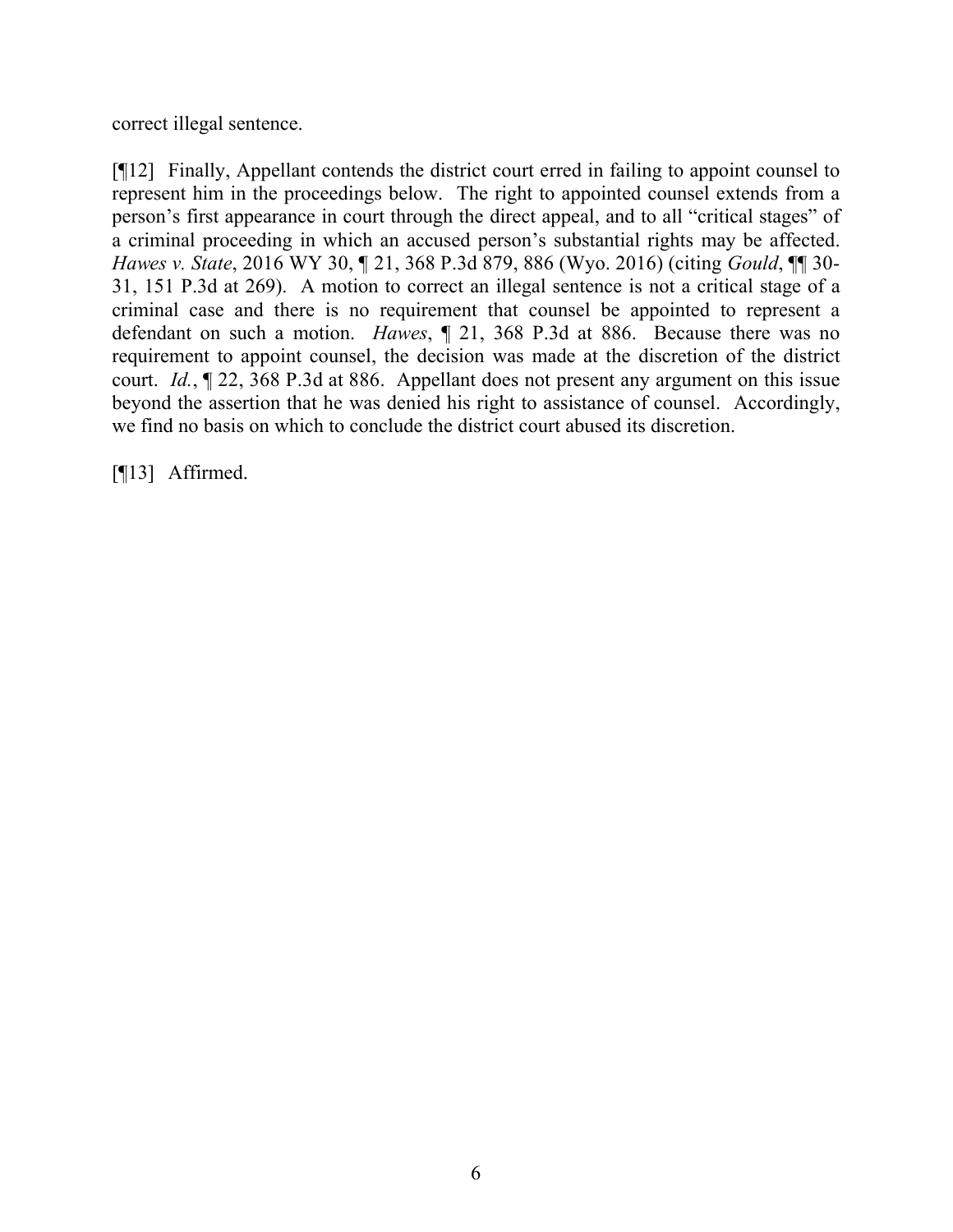correct illegal sentence.

[¶12] Finally, Appellant contends the district court erred in failing to appoint counsel to represent him in the proceedings below. The right to appointed counsel extends from a person's first appearance in court through the direct appeal, and to all "critical stages" of a criminal proceeding in which an accused person's substantial rights may be affected. *Hawes v. State*, 2016 WY 30, ¶ 21, 368 P.3d 879, 886 (Wyo. 2016) (citing *Gould*, ¶¶ 30-31, 151 P.3d at 269). A motion to correct an illegal sentence is not a critical stage of a criminal case and there is no requirement that counsel be appointed to represent a defendant on such a motion. *Hawes*, ¶ 21, 368 P.3d at 886. Because there was no requirement to appoint counsel, the decision was made at the discretion of the district court. *Id.*, ¶ 22, 368 P.3d at 886. Appellant does not present any argument on this issue beyond the assertion that he was denied his right to assistance of counsel. Accordingly, we find no basis on which to conclude the district court abused its discretion.

[¶13] Affirmed.